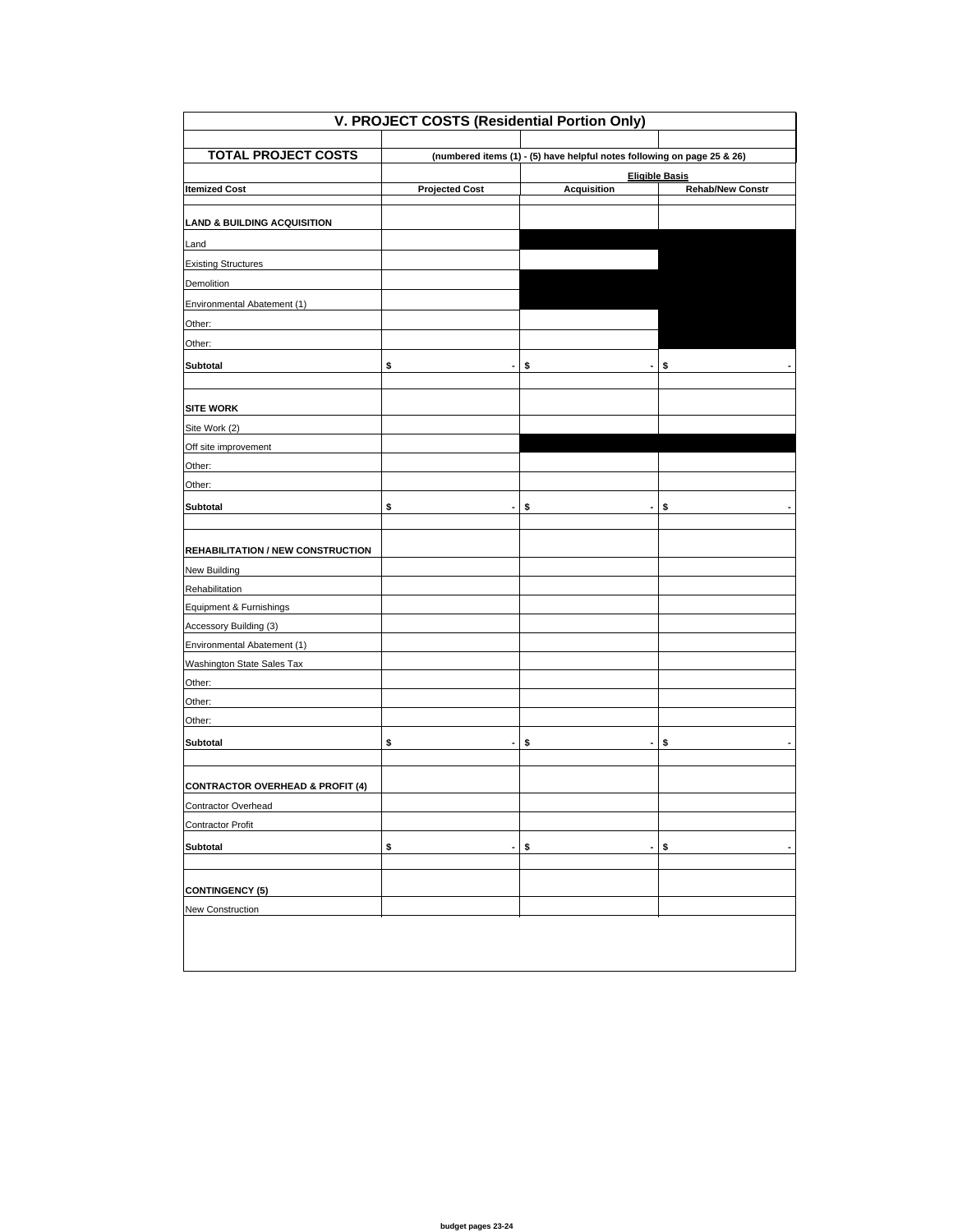# V. PROJECT COSTS (Residential Portion Only)

| TOTAL PROJECT COSTS | (numbered items (1) - (5) have helpful notes following on page 25 & 26) | | |
|---|---|---|---|
| | | Eligible Basis | |
| **Itemized Cost** | **Projected Cost** | **Acquisition** | **Rehab/New Constr** |
| **LAND & BUILDING ACQUISITION** | | | |
| Land | | | |
| Existing Structures | | | |
| Demolition | | | |
| Environmental Abatement (1) | | | |
| Other: | | | |
| Other: | | | |
| **Subtotal** | $ - | $ - | $ - |
| | | | |
| **SITE WORK** | | | |
| Site Work (2) | | | |
| Off site improvement | | | |
| Other: | | | |
| Other: | | | |
| **Subtotal** | $ - | $ - | $ - |
| | | | |
| **REHABILITATION / NEW CONSTRUCTION** | | | |
| New Building | | | |
| Rehabilitation | | | |
| Equipment & Furnishings | | | |
| Accessory Building (3) | | | |
| Environmental Abatement (1) | | | |
| Washington State Sales Tax | | | |
| Other: | | | |
| Other: | | | |
| Other: | | | |
| **Subtotal** | $ - | $ - | $ - |
| | | | |
| **CONTRACTOR OVERHEAD & PROFIT (4)** | | | |
| Contractor Overhead | | | |
| Contractor Profit | | | |
| **Subtotal** | $ - | $ - | $ - |
| | | | |
| **CONTINGENCY (5)** | | | |
| New Construction | | | |

budget pages 23-24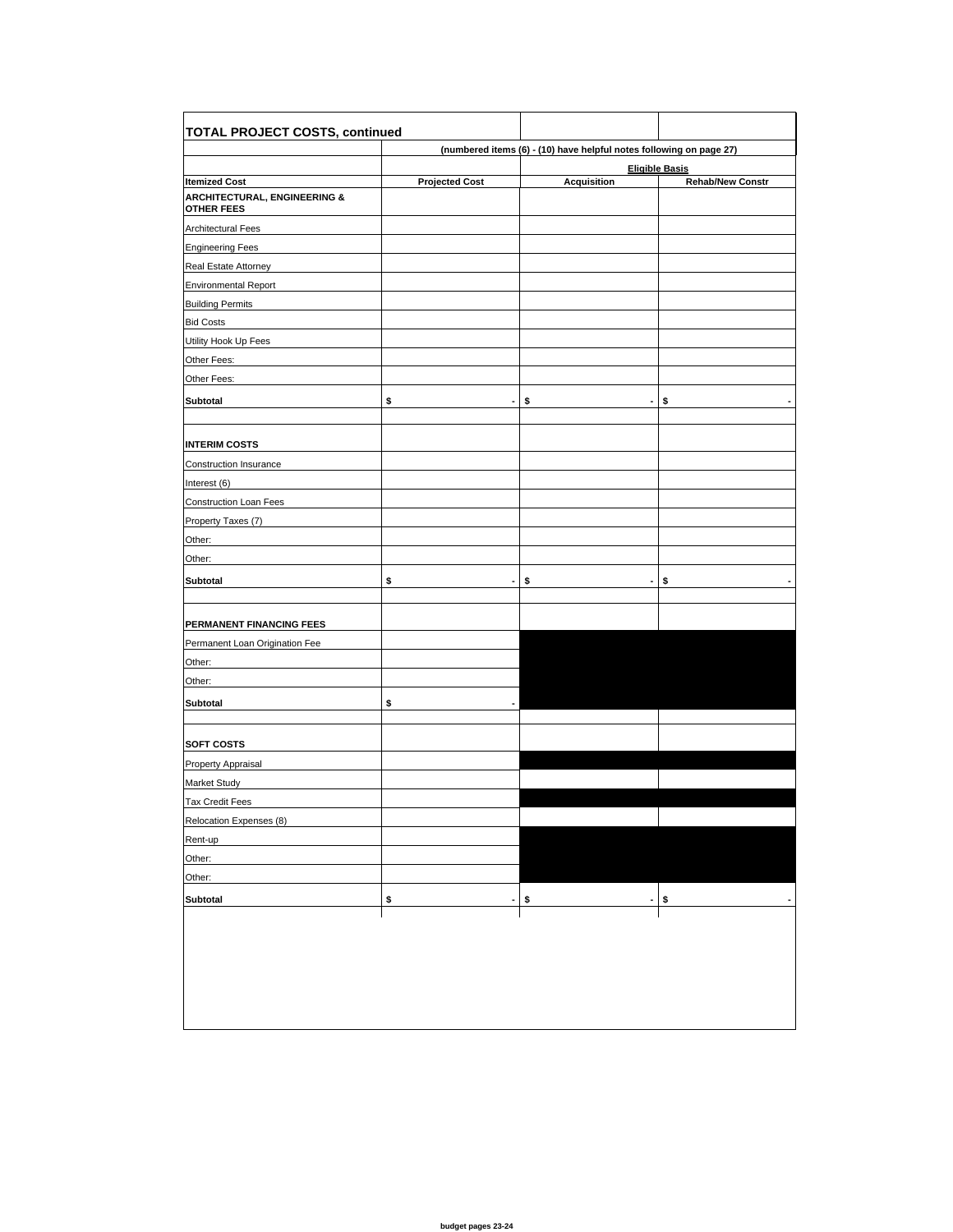## TOTAL PROJECT COSTS, continued

| | (numbered items (6) - (10) have helpful notes following on page 27) | | |
|---|---|---|---|
| | | Eligible Basis | |
| **Itemized Cost** | **Projected Cost** | **Acquisition** | **Rehab/New Constr** |
| **ARCHITECTURAL, ENGINEERING & OTHER FEES** | | | |
| Architectural Fees | | | |
| Engineering Fees | | | |
| Real Estate Attorney | | | |
| Environmental Report | | | |
| Building Permits | | | |
| Bid Costs | | | |
| Utility Hook Up Fees | | | |
| Other Fees: | | | |
| Other Fees: | | | |
| **Subtotal** | $ - | $ - | $ - |
| | | | |
| **INTERIM COSTS** | | | |
| Construction Insurance | | | |
| Interest (6) | | | |
| Construction Loan Fees | | | |
| Property Taxes (7) | | | |
| Other: | | | |
| Other: | | | |
| **Subtotal** | $ - | $ - | $ - |
| | | | |
| **PERMANENT FINANCING FEES** | | | |
| Permanent Loan Origination Fee | | | |
| Other: | | | |
| Other: | | | |
| **Subtotal** | $ - | | |
| | | | |
| **SOFT COSTS** | | | |
| Property Appraisal | | | |
| Market Study | | | |
| Tax Credit Fees | | | |
| Relocation Expenses (8) | | | |
| Rent-up | | | |
| Other: | | | |
| Other: | | | |
| **Subtotal** | $ - | $ - | $ - |

budget pages 23-24